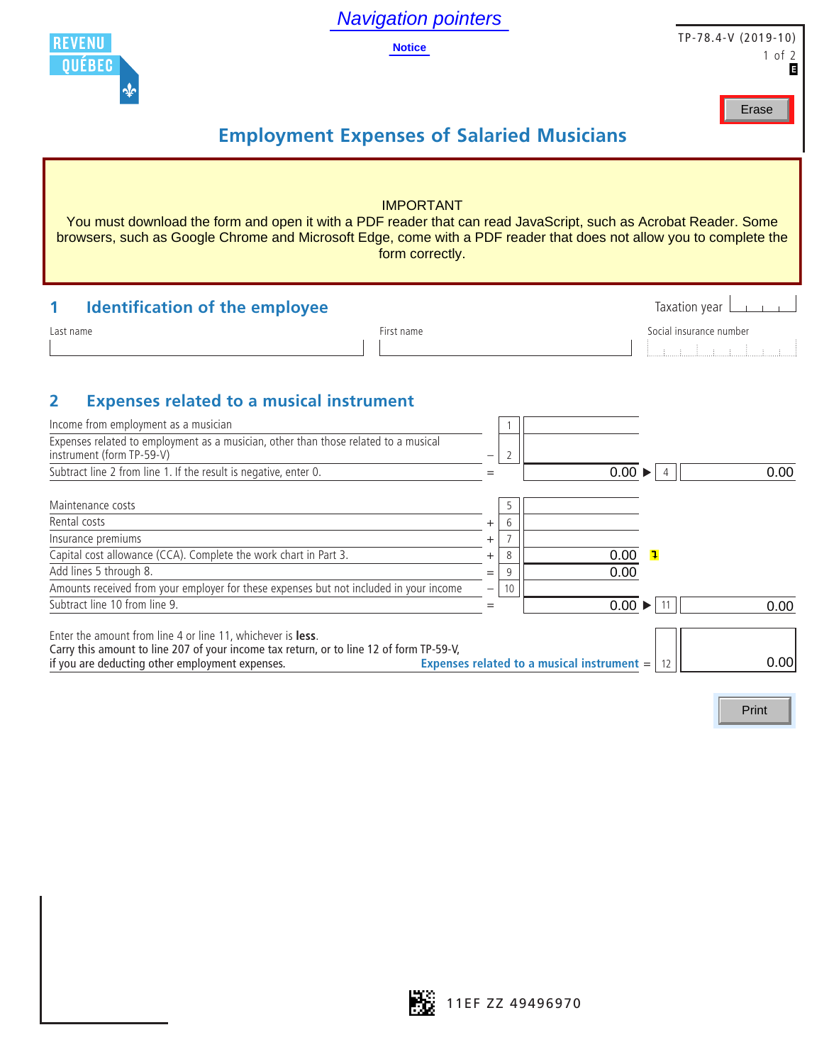Navigation pointers

Notice

TP-78.4-V (2019-10)

Erase

# Employment Expenses of Salaried Musicians

IMPORTANT
You must download the form and open it with a PDF reader that can read JavaScript, such as Acrobat Reader. Some browsers, such as Google Chrome and Microsoft Edge, come with a PDF reader that does not allow you to complete the form correctly.

## 1 Identification of the employee

Taxation year

| Last name | First name | Social insurance number |
|---|---|---|
| | | |

## 2 Expenses related to a musical instrument

| Description | | Line | Amount | | Line | Amount |
|---|---|---|---|---|---|---|
| Income from employment as a musician | | 1 | | | | |
| Expenses related to employment as a musician, other than those related to a musical instrument (form TP-59-V) | – | 2 | | | | |
| Subtract line 2 from line 1. If the result is negative, enter 0. | = | | 0.00 | ▶ | 4 | 0.00 |
| Maintenance costs | | 5 | | | | |
| Rental costs | + | 6 | | | | |
| Insurance premiums | + | 7 | | | | |
| Capital cost allowance (CCA). Complete the work chart in Part 3. | + | 8 | 0.00 | | | |
| Add lines 5 through 8. | = | 9 | 0.00 | | | |
| Amounts received from your employer for these expenses but not included in your income | – | 10 | | | | |
| Subtract line 10 from line 9. | = | | 0.00 | ▶ | 11 | 0.00 |

Enter the amount from line 4 or line 11, whichever is **less**.
Carry this amount to line 207 of your income tax return, or to line 12 of form TP-59-V, if you are deducting other employment expenses. **Expenses related to a musical instrument** = 12 0.00

Print

11EF ZZ 49496970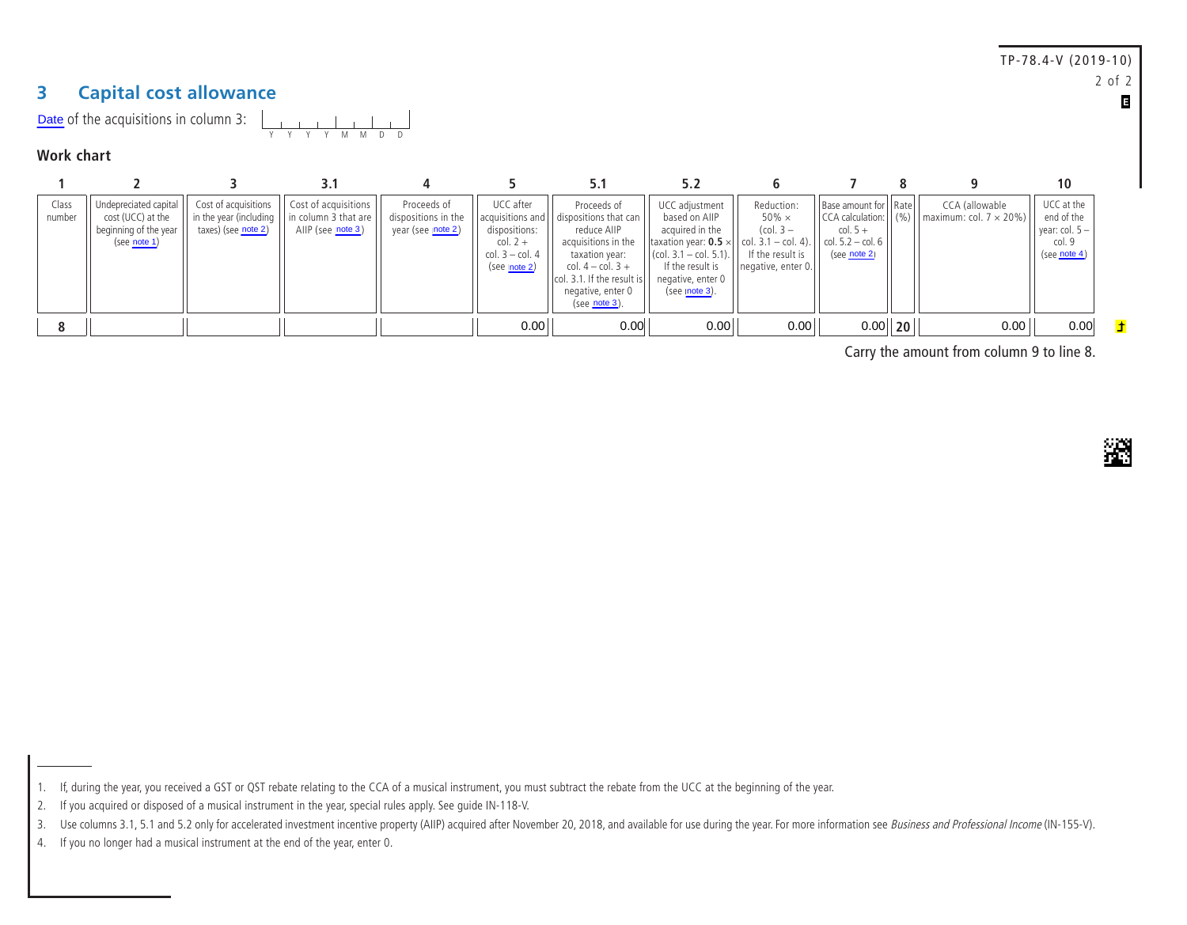## 3 Capital cost allowance

Date of the acquisitions in column 3: Y Y Y Y M M D D

### Work chart

| 1 | 2 | 3 | 3.1 | 4 | 5 | 5.1 | 5.2 | 6 | 7 | 8 | 9 | 10 |
|---|---|---|---|---|---|---|---|---|---|---|---|---|
| Class number | Undepreciated capital cost (UCC) at the beginning of the year (see note 1) | Cost of acquisitions in the year (including taxes) (see note 2) | Cost of acquisitions in column 3 that are AIIP (see note 3) | Proceeds of dispositions in the year (see note 2) | UCC after acquisitions and dispositions: col. 2 + col. 3 – col. 4 (see note 2) | Proceeds of dispositions that can reduce AIIP acquisitions in the taxation year: col. 4 – col. 3 + col. 3.1. If the result is negative, enter 0 (see note 3). | UCC adjustment based on AIIP acquired in the taxation year: **0.5** × (col. 3.1 – col. 5.1). If the result is negative, enter 0 (see note 3). | Reduction: 50% × (col. 3 – col. 3.1 – col. 4). If the result is negative, enter 0. | Base amount for CCA calculation: col. 5 + col. 5.2 – col. 6 (see note 2) | Rate (%) | CCA (allowable maximum: col. 7 × 20%) | UCC at the end of the year: col. 5 – col. 9 (see note 4) |
| 8 | | | | | 0.00 | 0.00 | 0.00 | 0.00 | 0.00 | 20 | 0.00 | 0.00 |

Carry the amount from column 9 to line 8.

---

1. If, during the year, you received a GST or QST rebate relating to the CCA of a musical instrument, you must subtract the rebate from the UCC at the beginning of the year.
2. If you acquired or disposed of a musical instrument in the year, special rules apply. See guide IN-118-V.
3. Use columns 3.1, 5.1 and 5.2 only for accelerated investment incentive property (AIIP) acquired after November 20, 2018, and available for use during the year. For more information see *Business and Professional Income* (IN-155-V).
4. If you no longer had a musical instrument at the end of the year, enter 0.